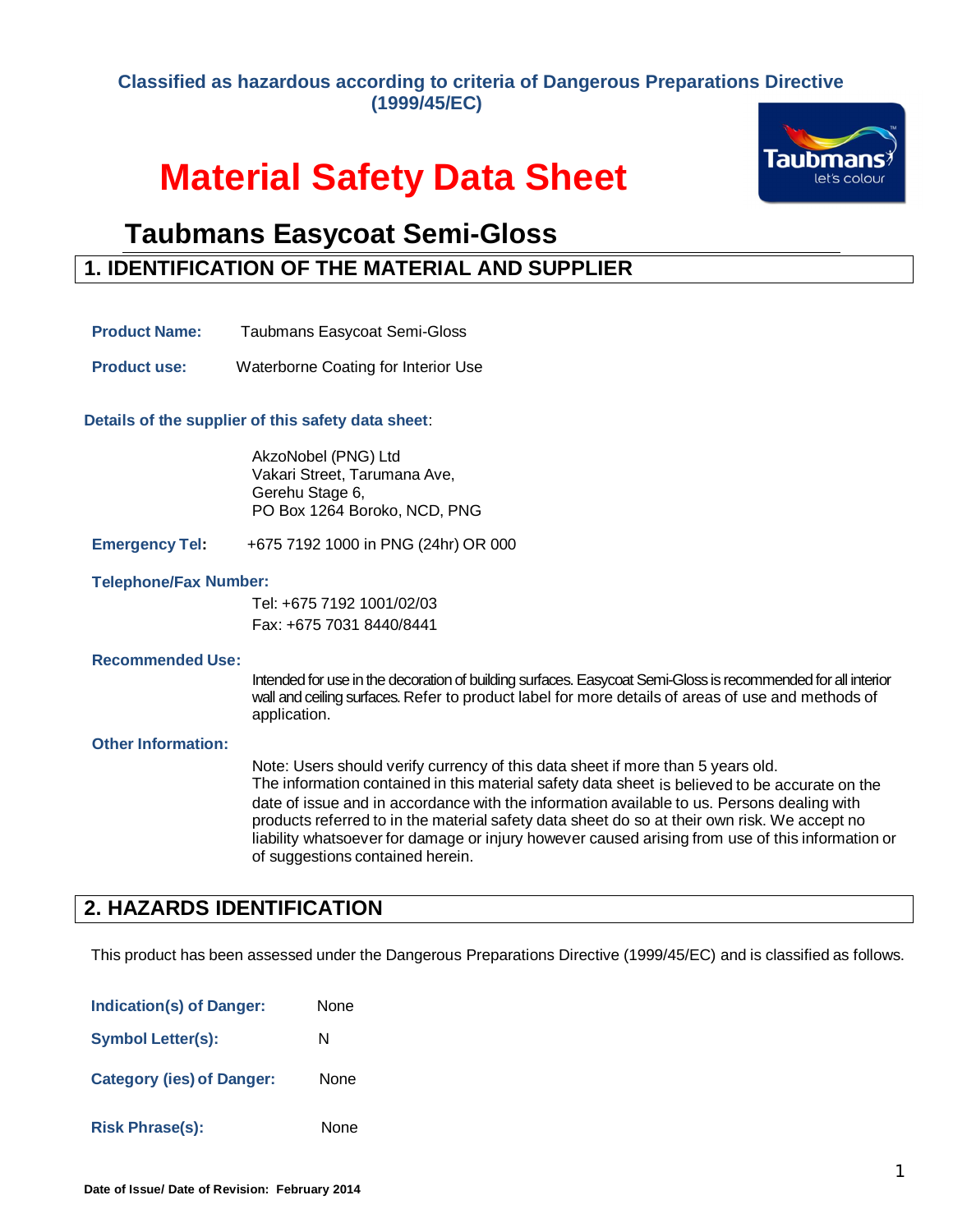**Classified as hazardous according to criteria of Dangerous Preparations Directive (1999/45/EC)**

# Material Safety Data Sheet

## Taubmans Easycoat Semi-Gloss

## 1. IDENTIFICATION OF THE MATERIAL AND SUPPLIER

**Product Name:** Taubmans Easycoat Semi-Gloss

**Product use:** Waterborne Coating for Interior Use

**Details of the supplier of this safety data sheet**:

AkzoNobel (PNG) Ltd
Vakari Street, Tarumana Ave,
Gerehu Stage 6,
PO Box 1264 Boroko, NCD, PNG

**Emergency Tel:** +675 7192 1000 in PNG (24hr) OR 000

**Telephone/Fax Number:**

Tel: +675 7192 1001/02/03
Fax: +675 7031 8440/8441

**Recommended Use:**

Intended for use in the decoration of building surfaces. Easycoat Semi-Gloss is recommended for all interior wall and ceiling surfaces. Refer to product label for more details of areas of use and methods of application.

**Other Information:**

Note: Users should verify currency of this data sheet if more than 5 years old.
The information contained in this material safety data sheet is believed to be accurate on the date of issue and in accordance with the information available to us. Persons dealing with products referred to in the material safety data sheet do so at their own risk. We accept no liability whatsoever for damage or injury however caused arising from use of this information or of suggestions contained herein.

## 2. HAZARDS IDENTIFICATION

This product has been assessed under the Dangerous Preparations Directive (1999/45/EC) and is classified as follows.

**Indication(s) of Danger:** None

**Symbol Letter(s):** N

**Category (ies) of Danger:** None

**Risk Phrase(s):** None

**Date of Issue/ Date of Revision: February 2014**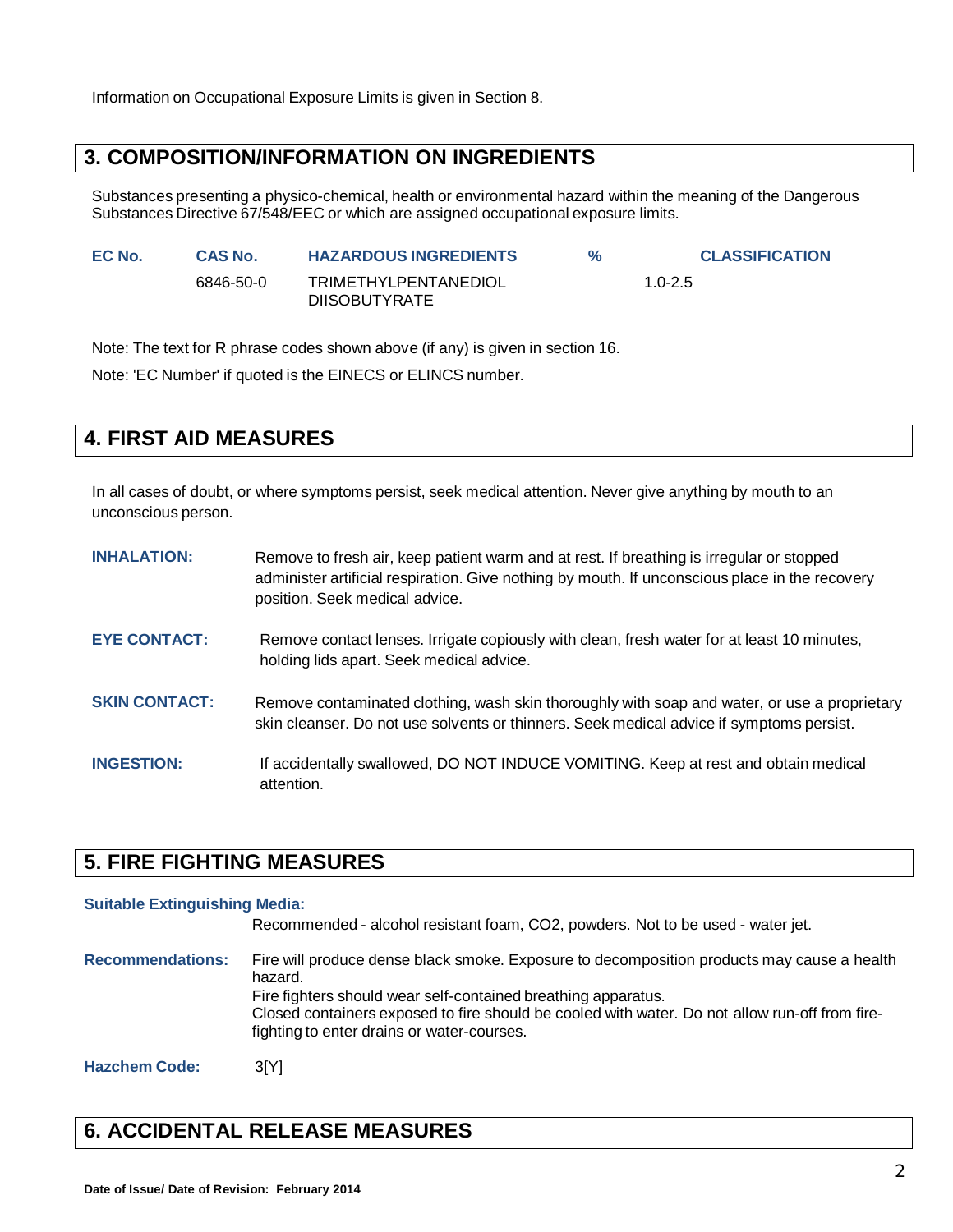Information on Occupational Exposure Limits is given in Section 8.

## 3. COMPOSITION/INFORMATION ON INGREDIENTS

Substances presenting a physico-chemical, health or environmental hazard within the meaning of the Dangerous Substances Directive 67/548/EEC or which are assigned occupational exposure limits.

| EC No. | CAS No. | HAZARDOUS INGREDIENTS | % | CLASSIFICATION |
|---|---|---|---|---|
| | 6846-50-0 | TRIMETHYLPENTANEDIOL DIISOBUTYRATE | 1.0-2.5 | |

Note: The text for R phrase codes shown above (if any) is given in section 16.

Note: 'EC Number' if quoted is the EINECS or ELINCS number.

## 4. FIRST AID MEASURES

In all cases of doubt, or where symptoms persist, seek medical attention. Never give anything by mouth to an unconscious person.

**INHALATION:** Remove to fresh air, keep patient warm and at rest. If breathing is irregular or stopped administer artificial respiration. Give nothing by mouth. If unconscious place in the recovery position. Seek medical advice.

**EYE CONTACT:** Remove contact lenses. Irrigate copiously with clean, fresh water for at least 10 minutes, holding lids apart. Seek medical advice.

**SKIN CONTACT:** Remove contaminated clothing, wash skin thoroughly with soap and water, or use a proprietary skin cleanser. Do not use solvents or thinners. Seek medical advice if symptoms persist.

**INGESTION:** If accidentally swallowed, DO NOT INDUCE VOMITING. Keep at rest and obtain medical attention.

## 5. FIRE FIGHTING MEASURES

**Suitable Extinguishing Media:**

Recommended - alcohol resistant foam, $CO_2$, powders. Not to be used - water jet.

**Recommendations:** Fire will produce dense black smoke. Exposure to decomposition products may cause a health hazard.
Fire fighters should wear self-contained breathing apparatus.
Closed containers exposed to fire should be cooled with water. Do not allow run-off from fire-fighting to enter drains or water-courses.

**Hazchem Code:** 3[Y]

## 6. ACCIDENTAL RELEASE MEASURES

Date of Issue/ Date of Revision: February 2014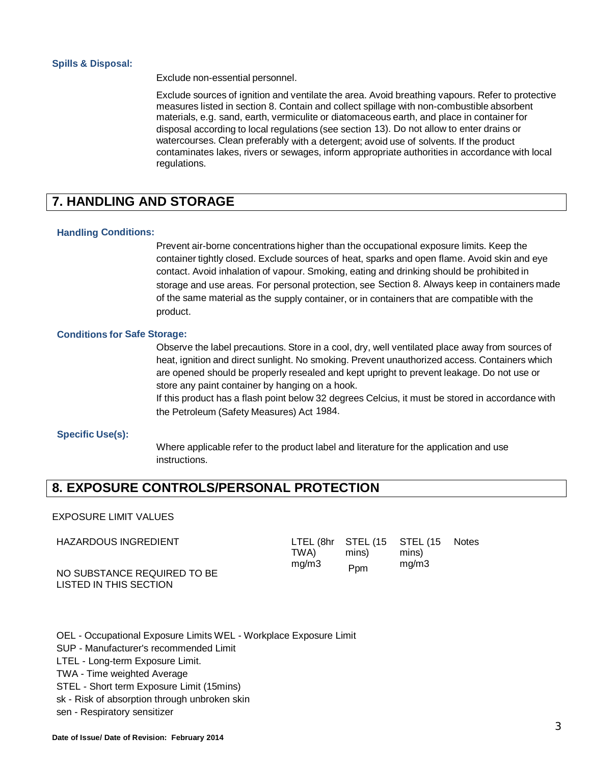**Spills & Disposal:**

Exclude non-essential personnel.

Exclude sources of ignition and ventilate the area. Avoid breathing vapours. Refer to protective measures listed in section 8. Contain and collect spillage with non-combustible absorbent materials, e.g. sand, earth, vermiculite or diatomaceous earth, and place in container for disposal according to local regulations (see section 13). Do not allow to enter drains or watercourses. Clean preferably with a detergent; avoid use of solvents. If the product contaminates lakes, rivers or sewages, inform appropriate authorities in accordance with local regulations.

## 7. HANDLING AND STORAGE

**Handling Conditions:**

Prevent air-borne concentrations higher than the occupational exposure limits. Keep the container tightly closed. Exclude sources of heat, sparks and open flame. Avoid skin and eye contact. Avoid inhalation of vapour. Smoking, eating and drinking should be prohibited in storage and use areas. For personal protection, see Section 8. Always keep in containers made of the same material as the supply container, or in containers that are compatible with the product.

**Conditions for Safe Storage:**

Observe the label precautions. Store in a cool, dry, well ventilated place away from sources of heat, ignition and direct sunlight. No smoking. Prevent unauthorized access. Containers which are opened should be properly resealed and kept upright to prevent leakage. Do not use or store any paint container by hanging on a hook.
If this product has a flash point below 32 degrees Celcius, it must be stored in accordance with the Petroleum (Safety Measures) Act 1984.

**Specific Use(s):**

Where applicable refer to the product label and literature for the application and use instructions.

## 8. EXPOSURE CONTROLS/PERSONAL PROTECTION

EXPOSURE LIMIT VALUES

| HAZARDOUS INGREDIENT | LTEL (8hr TWA) mg/m3 | STEL (15 mins) Ppm | STEL (15 mins) mg/m3 | Notes |
|---|---|---|---|---|
| NO SUBSTANCE REQUIRED TO BE LISTED IN THIS SECTION | | | | |

OEL - Occupational Exposure Limits WEL - Workplace Exposure Limit
SUP - Manufacturer's recommended Limit
LTEL - Long-term Exposure Limit.
TWA - Time weighted Average
STEL - Short term Exposure Limit (15mins)
sk - Risk of absorption through unbroken skin
sen - Respiratory sensitizer

**Date of Issue/ Date of Revision: February 2014**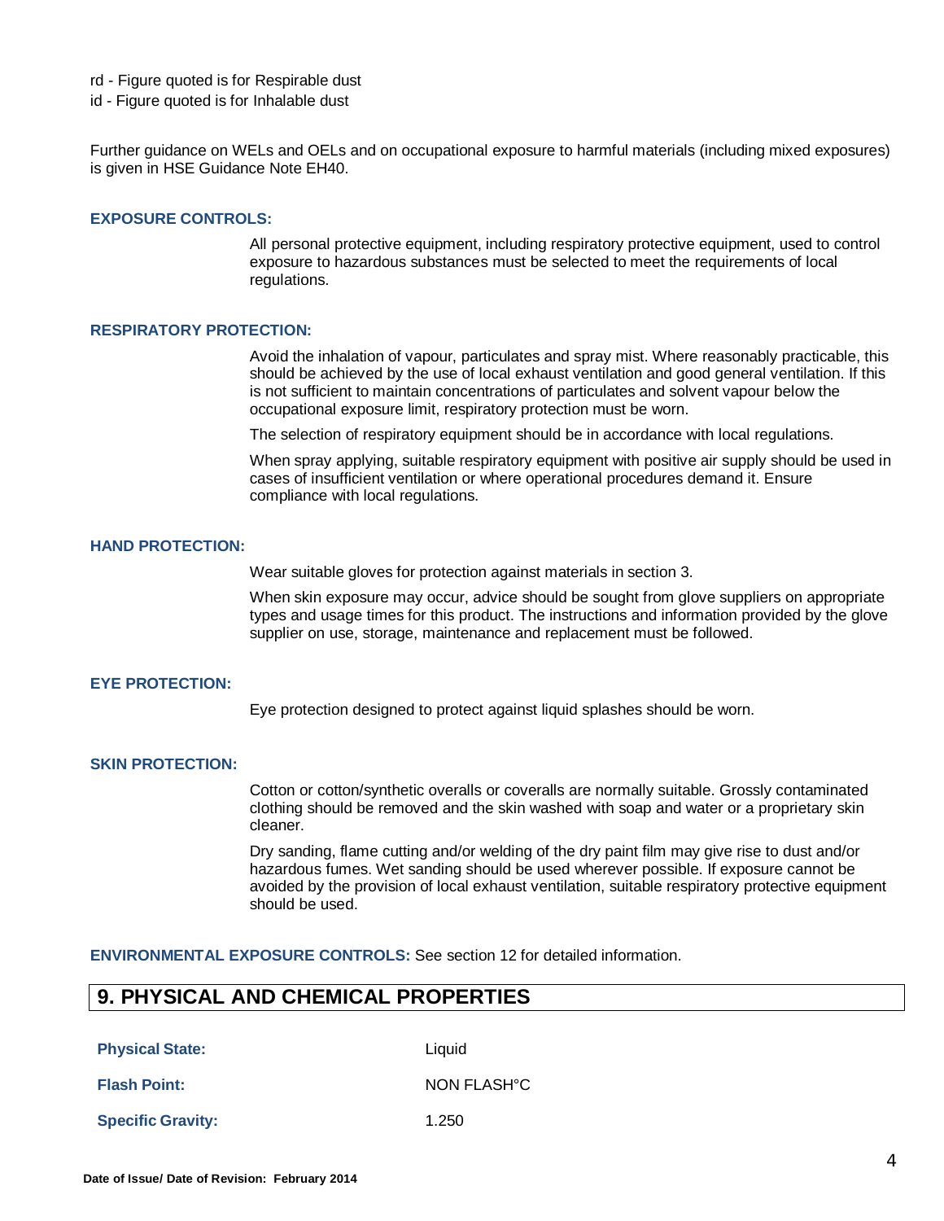rd - Figure quoted is for Respirable dust
id - Figure quoted is for Inhalable dust

Further guidance on WELs and OELs and on occupational exposure to harmful materials (including mixed exposures) is given in HSE Guidance Note EH40.

**EXPOSURE CONTROLS:**

All personal protective equipment, including respiratory protective equipment, used to control exposure to hazardous substances must be selected to meet the requirements of local regulations.

**RESPIRATORY PROTECTION:**

Avoid the inhalation of vapour, particulates and spray mist. Where reasonably practicable, this should be achieved by the use of local exhaust ventilation and good general ventilation. If this is not sufficient to maintain concentrations of particulates and solvent vapour below the occupational exposure limit, respiratory protection must be worn.

The selection of respiratory equipment should be in accordance with local regulations.

When spray applying, suitable respiratory equipment with positive air supply should be used in cases of insufficient ventilation or where operational procedures demand it. Ensure compliance with local regulations.

**HAND PROTECTION:**

Wear suitable gloves for protection against materials in section 3.

When skin exposure may occur, advice should be sought from glove suppliers on appropriate types and usage times for this product. The instructions and information provided by the glove supplier on use, storage, maintenance and replacement must be followed.

**EYE PROTECTION:**

Eye protection designed to protect against liquid splashes should be worn.

**SKIN PROTECTION:**

Cotton or cotton/synthetic overalls or coveralls are normally suitable. Grossly contaminated clothing should be removed and the skin washed with soap and water or a proprietary skin cleaner.

Dry sanding, flame cutting and/or welding of the dry paint film may give rise to dust and/or hazardous fumes. Wet sanding should be used wherever possible. If exposure cannot be avoided by the provision of local exhaust ventilation, suitable respiratory protective equipment should be used.

**ENVIRONMENTAL EXPOSURE CONTROLS:** See section 12 for detailed information.

## 9. PHYSICAL AND CHEMICAL PROPERTIES

| | |
|---|---|
| **Physical State:** | Liquid |
| **Flash Point:** | NON FLASH°C |
| **Specific Gravity:** | 1.250 |

Date of Issue/ Date of Revision: February 2014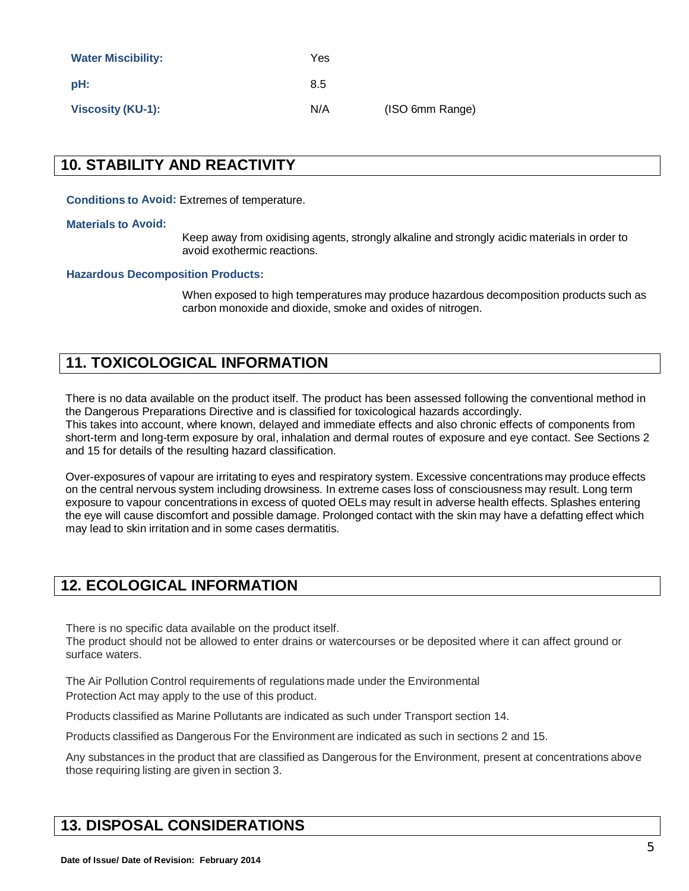| | | |
|---|---|---|
| **Water Miscibility:** | Yes | |
| **pH:** | 8.5 | |
| **Viscosity (KU-1):** | N/A | (ISO 6mm Range) |

## 10. STABILITY AND REACTIVITY

**Conditions to Avoid:** Extremes of temperature.

**Materials to Avoid:**

Keep away from oxidising agents, strongly alkaline and strongly acidic materials in order to avoid exothermic reactions.

**Hazardous Decomposition Products:**

When exposed to high temperatures may produce hazardous decomposition products such as carbon monoxide and dioxide, smoke and oxides of nitrogen.

## 11. TOXICOLOGICAL INFORMATION

There is no data available on the product itself. The product has been assessed following the conventional method in the Dangerous Preparations Directive and is classified for toxicological hazards accordingly.
This takes into account, where known, delayed and immediate effects and also chronic effects of components from short-term and long-term exposure by oral, inhalation and dermal routes of exposure and eye contact. See Sections 2 and 15 for details of the resulting hazard classification.

Over-exposures of vapour are irritating to eyes and respiratory system. Excessive concentrations may produce effects on the central nervous system including drowsiness. In extreme cases loss of consciousness may result. Long term exposure to vapour concentrations in excess of quoted OELs may result in adverse health effects. Splashes entering the eye will cause discomfort and possible damage. Prolonged contact with the skin may have a defatting effect which may lead to skin irritation and in some cases dermatitis.

## 12. ECOLOGICAL INFORMATION

There is no specific data available on the product itself.
The product should not be allowed to enter drains or watercourses or be deposited where it can affect ground or surface waters.

The Air Pollution Control requirements of regulations made under the Environmental Protection Act may apply to the use of this product.

Products classified as Marine Pollutants are indicated as such under Transport section 14.

Products classified as Dangerous For the Environment are indicated as such in sections 2 and 15.

Any substances in the product that are classified as Dangerous for the Environment, present at concentrations above those requiring listing are given in section 3.

## 13. DISPOSAL CONSIDERATIONS

**Date of Issue/ Date of Revision: February 2014**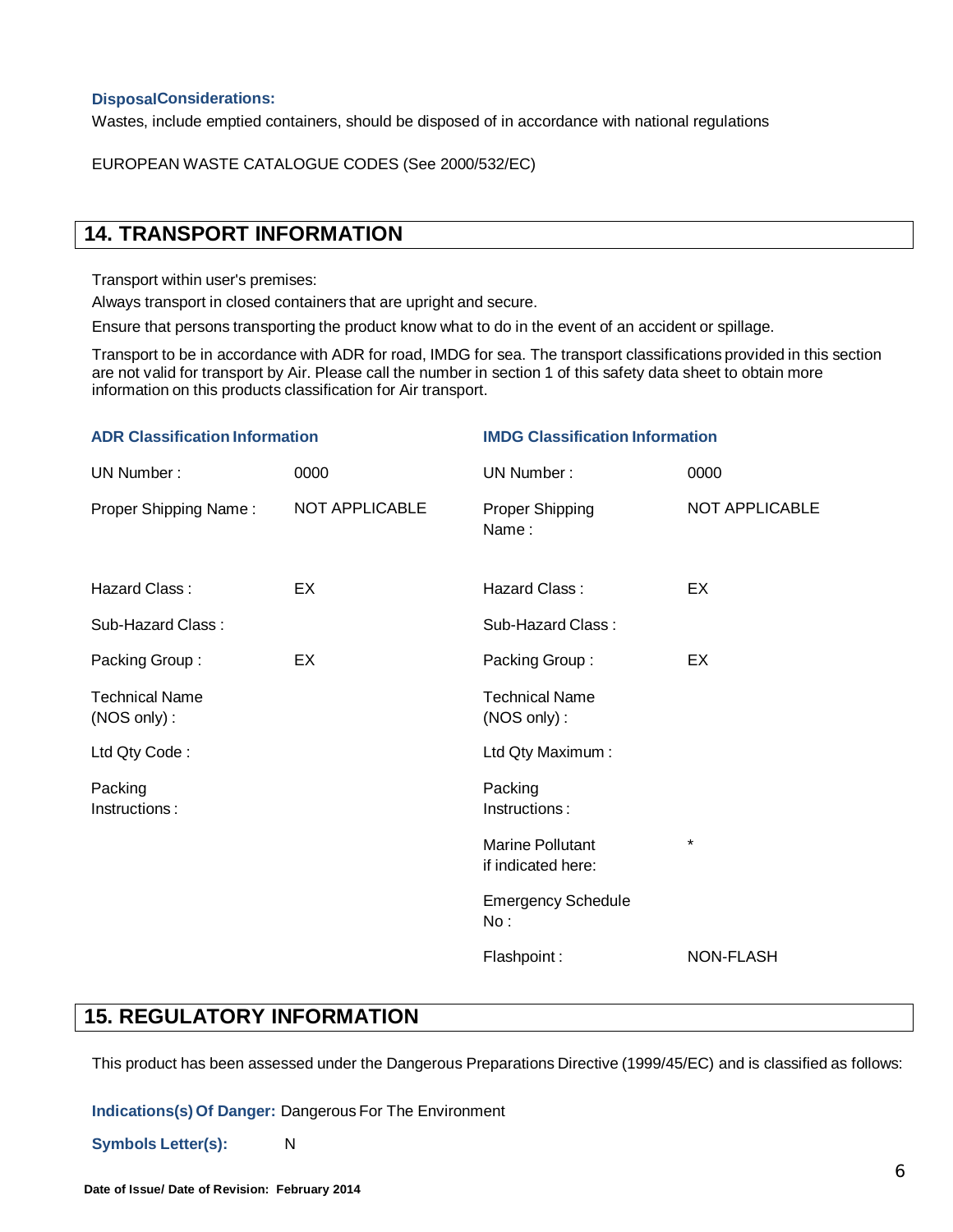**DisposalConsiderations:**

Wastes, include emptied containers, should be disposed of in accordance with national regulations

EUROPEAN WASTE CATALOGUE CODES (See 2000/532/EC)

## 14. TRANSPORT INFORMATION

Transport within user's premises:

Always transport in closed containers that are upright and secure.

Ensure that persons transporting the product know what to do in the event of an accident or spillage.

Transport to be in accordance with ADR for road, IMDG for sea. The transport classifications provided in this section are not valid for transport by Air. Please call the number in section 1 of this safety data sheet to obtain more information on this products classification for Air transport.

| ADR Classification Information | | IMDG Classification Information | |
|---|---|---|---|
| UN Number : | 0000 | UN Number : | 0000 |
| Proper Shipping Name : | NOT APPLICABLE | Proper Shipping Name : | NOT APPLICABLE |
| Hazard Class : | EX | Hazard Class : | EX |
| Sub-Hazard Class : | | Sub-Hazard Class : | |
| Packing Group : | EX | Packing Group : | EX |
| Technical Name (NOS only) : | | Technical Name (NOS only) : | |
| Ltd Qty Code : | | Ltd Qty Maximum : | |
| Packing Instructions : | | Packing Instructions : | |
| | | Marine Pollutant if indicated here: | * |
| | | Emergency Schedule No : | |
| | | Flashpoint : | NON-FLASH |

## 15. REGULATORY INFORMATION

This product has been assessed under the Dangerous Preparations Directive (1999/45/EC) and is classified as follows:

**Indications(s) Of Danger:** Dangerous For The Environment

**Symbols Letter(s):** N

**Date of Issue/ Date of Revision: February 2014**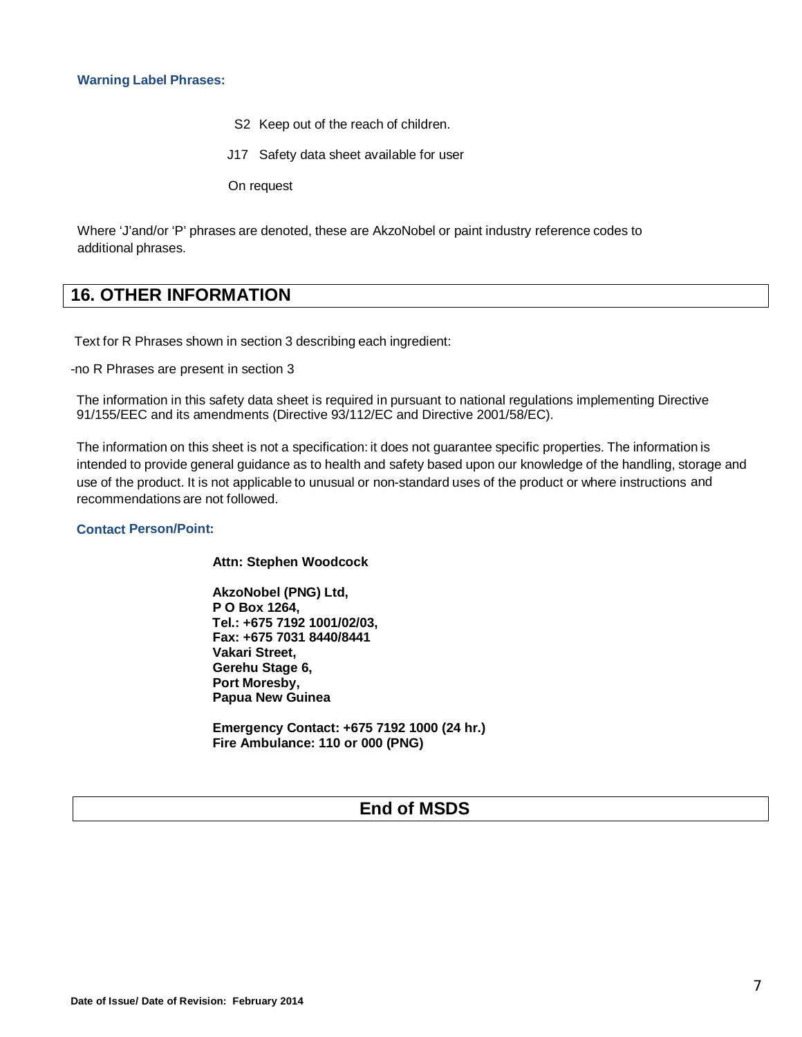**Warning Label Phrases:**

S2 Keep out of the reach of children.

J17 Safety data sheet available for user

On request

Where 'J'and/or 'P' phrases are denoted, these are AkzoNobel or paint industry reference codes to additional phrases.

## 16. OTHER INFORMATION

Text for R Phrases shown in section 3 describing each ingredient:

-no R Phrases are present in section 3

The information in this safety data sheet is required in pursuant to national regulations implementing Directive 91/155/EEC and its amendments (Directive 93/112/EC and Directive 2001/58/EC).

The information on this sheet is not a specification: it does not guarantee specific properties. The information is intended to provide general guidance as to health and safety based upon our knowledge of the handling, storage and use of the product. It is not applicable to unusual or non-standard uses of the product or where instructions and recommendations are not followed.

**Contact Person/Point:**

**Attn: Stephen Woodcock**

**AkzoNobel (PNG) Ltd,**
**P O Box 1264,**
**Tel.: +675 7192 1001/02/03,**
**Fax: +675 7031 8440/8441**
**Vakari Street,**
**Gerehu Stage 6,**
**Port Moresby,**
**Papua New Guinea**

**Emergency Contact: +675 7192 1000 (24 hr.)**
**Fire Ambulance: 110 or 000 (PNG)**

## End of MSDS

**Date of Issue/ Date of Revision: February 2014**